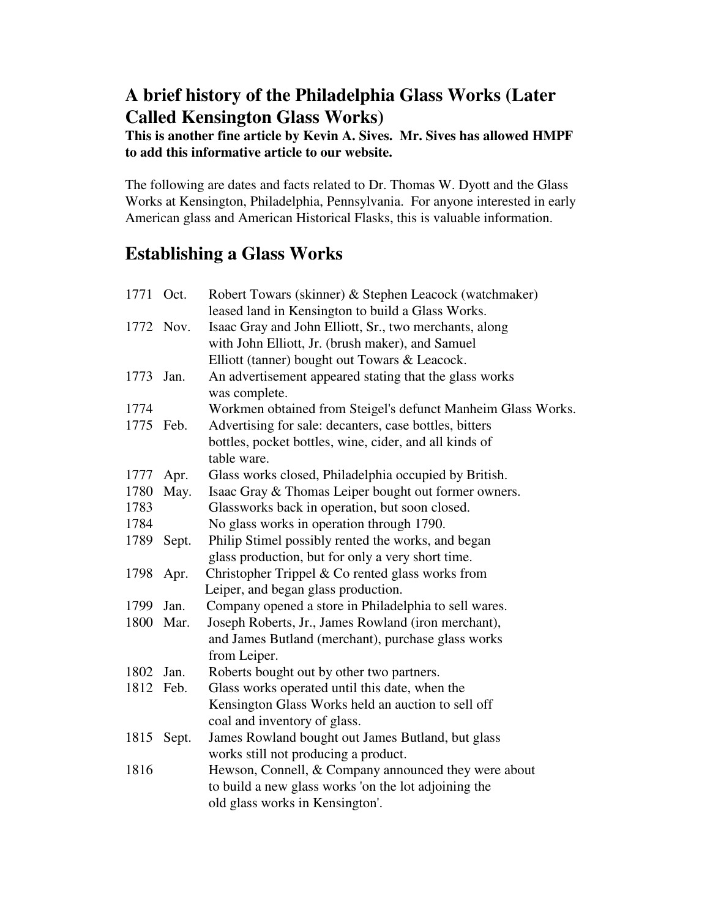# A brief history of the Philadelphia Glass Works (Later Called Kensington Glass Works)

**This is another fine article by Kevin A. Sives. Mr. Sives has allowed HMPF to add this informative article to our website.**

The following are dates and facts related to Dr. Thomas W. Dyott and the Glass Works at Kensington, Philadelphia, Pennsylvania. For anyone interested in early American glass and American Historical Flasks, this is valuable information.

## Establishing a Glass Works

| | | |
|---|---|---|
| 1771 | Oct. | Robert Towars (skinner) & Stephen Leacock (watchmaker) leased land in Kensington to build a Glass Works. |
| 1772 | Nov. | Isaac Gray and John Elliott, Sr., two merchants, along with John Elliott, Jr. (brush maker), and Samuel Elliott (tanner) bought out Towars & Leacock. |
| 1773 | Jan. | An advertisement appeared stating that the glass works was complete. |
| 1774 | | Workmen obtained from Steigel's defunct Manheim Glass Works. |
| 1775 | Feb. | Advertising for sale: decanters, case bottles, bitters bottles, pocket bottles, wine, cider, and all kinds of table ware. |
| 1777 | Apr. | Glass works closed, Philadelphia occupied by British. |
| 1780 | May. | Isaac Gray & Thomas Leiper bought out former owners. |
| 1783 | | Glassworks back in operation, but soon closed. |
| 1784 | | No glass works in operation through 1790. |
| 1789 | Sept. | Philip Stimel possibly rented the works, and began glass production, but for only a very short time. |
| 1798 | Apr. | Christopher Trippel & Co rented glass works from Leiper, and began glass production. |
| 1799 | Jan. | Company opened a store in Philadelphia to sell wares. |
| 1800 | Mar. | Joseph Roberts, Jr., James Rowland (iron merchant), and James Butland (merchant), purchase glass works from Leiper. |
| 1802 | Jan. | Roberts bought out by other two partners. |
| 1812 | Feb. | Glass works operated until this date, when the Kensington Glass Works held an auction to sell off coal and inventory of glass. |
| 1815 | Sept. | James Rowland bought out James Butland, but glass works still not producing a product. |
| 1816 | | Hewson, Connell, & Company announced they were about to build a new glass works 'on the lot adjoining the old glass works in Kensington'. |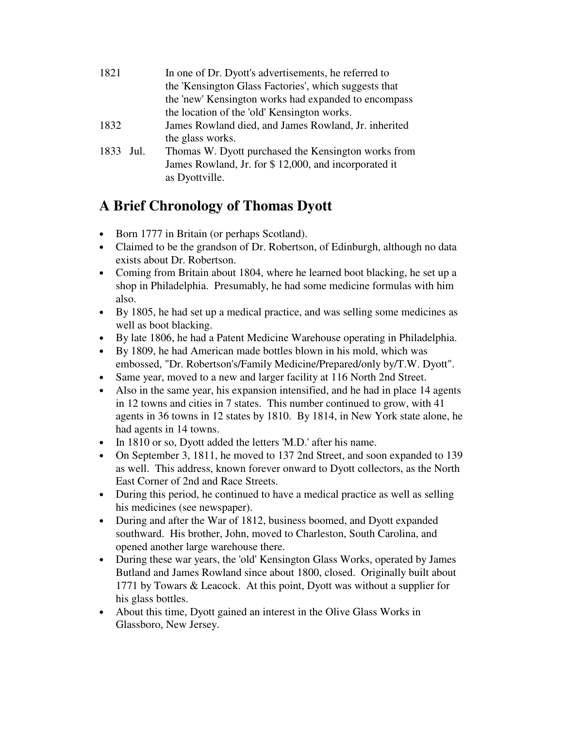| | |
|---|---|
| 1821 | In one of Dr. Dyott's advertisements, he referred to the 'Kensington Glass Factories', which suggests that the 'new' Kensington works had expanded to encompass the location of the 'old' Kensington works. |
| 1832 | James Rowland died, and James Rowland, Jr. inherited the glass works. |
| 1833 Jul. | Thomas W. Dyott purchased the Kensington works from James Rowland, Jr. for $ 12,000, and incorporated it as Dyottville. |

## A Brief Chronology of Thomas Dyott

- Born 1777 in Britain (or perhaps Scotland).
- Claimed to be the grandson of Dr. Robertson, of Edinburgh, although no data exists about Dr. Robertson.
- Coming from Britain about 1804, where he learned boot blacking, he set up a shop in Philadelphia. Presumably, he had some medicine formulas with him also.
- By 1805, he had set up a medical practice, and was selling some medicines as well as boot blacking.
- By late 1806, he had a Patent Medicine Warehouse operating in Philadelphia.
- By 1809, he had American made bottles blown in his mold, which was embossed, "Dr. Robertson's/Family Medicine/Prepared/only by/T.W. Dyott".
- Same year, moved to a new and larger facility at 116 North 2nd Street.
- Also in the same year, his expansion intensified, and he had in place 14 agents in 12 towns and cities in 7 states. This number continued to grow, with 41 agents in 36 towns in 12 states by 1810. By 1814, in New York state alone, he had agents in 14 towns.
- In 1810 or so, Dyott added the letters 'M.D.' after his name.
- On September 3, 1811, he moved to 137 2nd Street, and soon expanded to 139 as well. This address, known forever onward to Dyott collectors, as the North East Corner of 2nd and Race Streets.
- During this period, he continued to have a medical practice as well as selling his medicines (see newspaper).
- During and after the War of 1812, business boomed, and Dyott expanded southward. His brother, John, moved to Charleston, South Carolina, and opened another large warehouse there.
- During these war years, the 'old' Kensington Glass Works, operated by James Butland and James Rowland since about 1800, closed. Originally built about 1771 by Towars & Leacock. At this point, Dyott was without a supplier for his glass bottles.
- About this time, Dyott gained an interest in the Olive Glass Works in Glassboro, New Jersey.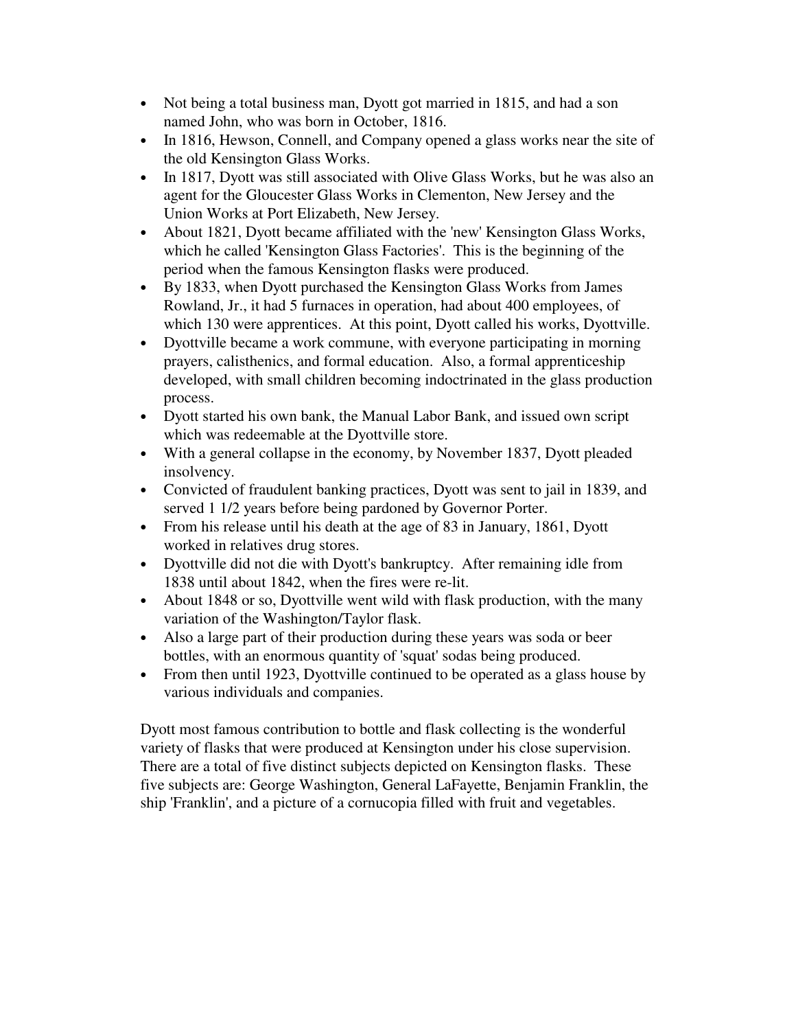- Not being a total business man, Dyott got married in 1815, and had a son named John, who was born in October, 1816.
- In 1816, Hewson, Connell, and Company opened a glass works near the site of the old Kensington Glass Works.
- In 1817, Dyott was still associated with Olive Glass Works, but he was also an agent for the Gloucester Glass Works in Clementon, New Jersey and the Union Works at Port Elizabeth, New Jersey.
- About 1821, Dyott became affiliated with the 'new' Kensington Glass Works, which he called 'Kensington Glass Factories'. This is the beginning of the period when the famous Kensington flasks were produced.
- By 1833, when Dyott purchased the Kensington Glass Works from James Rowland, Jr., it had 5 furnaces in operation, had about 400 employees, of which 130 were apprentices. At this point, Dyott called his works, Dyottville.
- Dyottville became a work commune, with everyone participating in morning prayers, calisthenics, and formal education. Also, a formal apprenticeship developed, with small children becoming indoctrinated in the glass production process.
- Dyott started his own bank, the Manual Labor Bank, and issued own script which was redeemable at the Dyottville store.
- With a general collapse in the economy, by November 1837, Dyott pleaded insolvency.
- Convicted of fraudulent banking practices, Dyott was sent to jail in 1839, and served 1 1/2 years before being pardoned by Governor Porter.
- From his release until his death at the age of 83 in January, 1861, Dyott worked in relatives drug stores.
- Dyottville did not die with Dyott's bankruptcy. After remaining idle from 1838 until about 1842, when the fires were re-lit.
- About 1848 or so, Dyottville went wild with flask production, with the many variation of the Washington/Taylor flask.
- Also a large part of their production during these years was soda or beer bottles, with an enormous quantity of 'squat' sodas being produced.
- From then until 1923, Dyottville continued to be operated as a glass house by various individuals and companies.

Dyott most famous contribution to bottle and flask collecting is the wonderful variety of flasks that were produced at Kensington under his close supervision. There are a total of five distinct subjects depicted on Kensington flasks. These five subjects are: George Washington, General LaFayette, Benjamin Franklin, the ship 'Franklin', and a picture of a cornucopia filled with fruit and vegetables.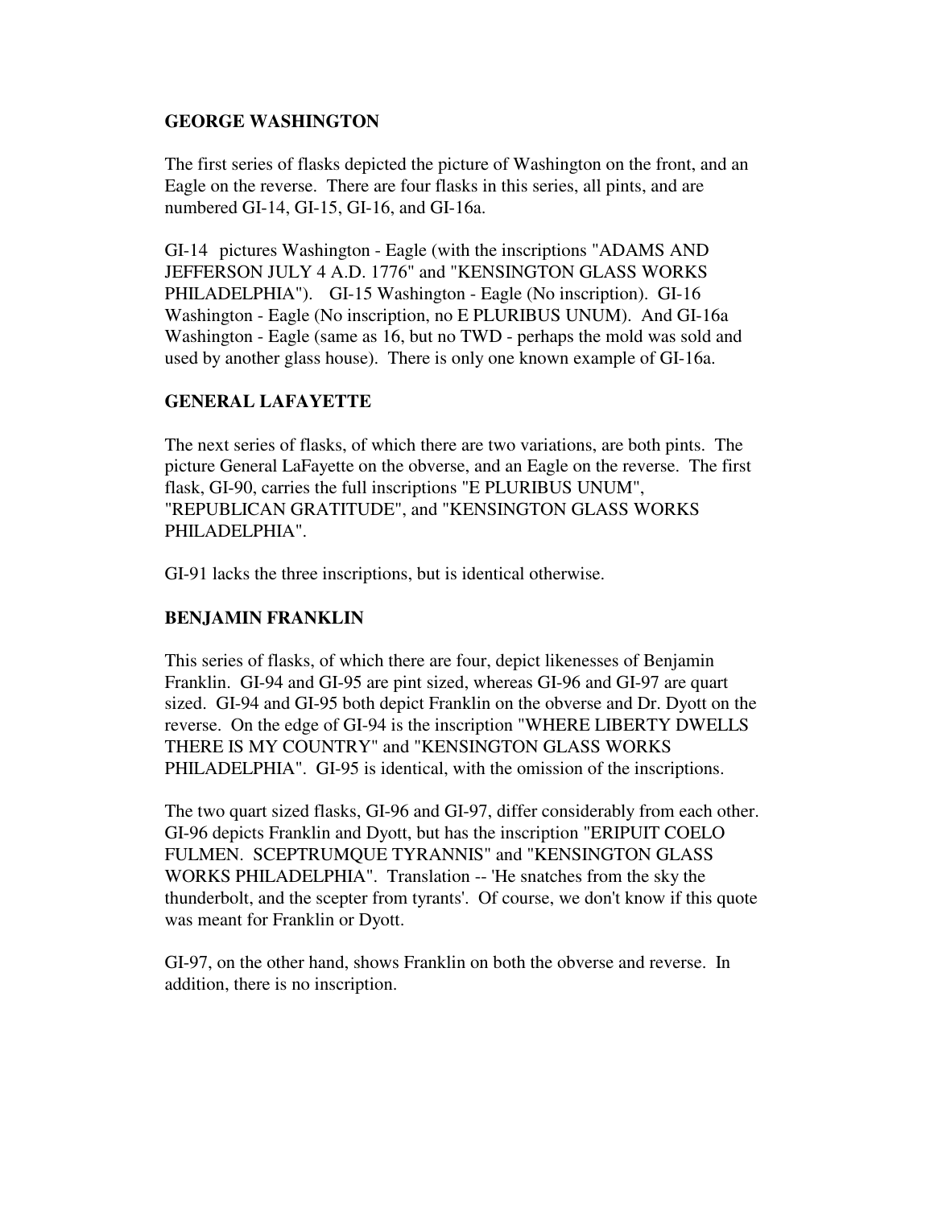## GEORGE WASHINGTON

The first series of flasks depicted the picture of Washington on the front, and an Eagle on the reverse. There are four flasks in this series, all pints, and are numbered GI-14, GI-15, GI-16, and GI-16a.

GI-14 pictures Washington - Eagle (with the inscriptions "ADAMS AND JEFFERSON JULY 4 A.D. 1776" and "KENSINGTON GLASS WORKS PHILADELPHIA"). GI-15 Washington - Eagle (No inscription). GI-16 Washington - Eagle (No inscription, no E PLURIBUS UNUM). And GI-16a Washington - Eagle (same as 16, but no TWD - perhaps the mold was sold and used by another glass house). There is only one known example of GI-16a.

## GENERAL LAFAYETTE

The next series of flasks, of which there are two variations, are both pints. The picture General LaFayette on the obverse, and an Eagle on the reverse. The first flask, GI-90, carries the full inscriptions "E PLURIBUS UNUM", "REPUBLICAN GRATITUDE", and "KENSINGTON GLASS WORKS PHILADELPHIA".

GI-91 lacks the three inscriptions, but is identical otherwise.

## BENJAMIN FRANKLIN

This series of flasks, of which there are four, depict likenesses of Benjamin Franklin. GI-94 and GI-95 are pint sized, whereas GI-96 and GI-97 are quart sized. GI-94 and GI-95 both depict Franklin on the obverse and Dr. Dyott on the reverse. On the edge of GI-94 is the inscription "WHERE LIBERTY DWELLS THERE IS MY COUNTRY" and "KENSINGTON GLASS WORKS PHILADELPHIA". GI-95 is identical, with the omission of the inscriptions.

The two quart sized flasks, GI-96 and GI-97, differ considerably from each other. GI-96 depicts Franklin and Dyott, but has the inscription "ERIPUIT COELO FULMEN. SCEPTRUMQUE TYRANNIS" and "KENSINGTON GLASS WORKS PHILADELPHIA". Translation -- 'He snatches from the sky the thunderbolt, and the scepter from tyrants'. Of course, we don't know if this quote was meant for Franklin or Dyott.

GI-97, on the other hand, shows Franklin on both the obverse and reverse. In addition, there is no inscription.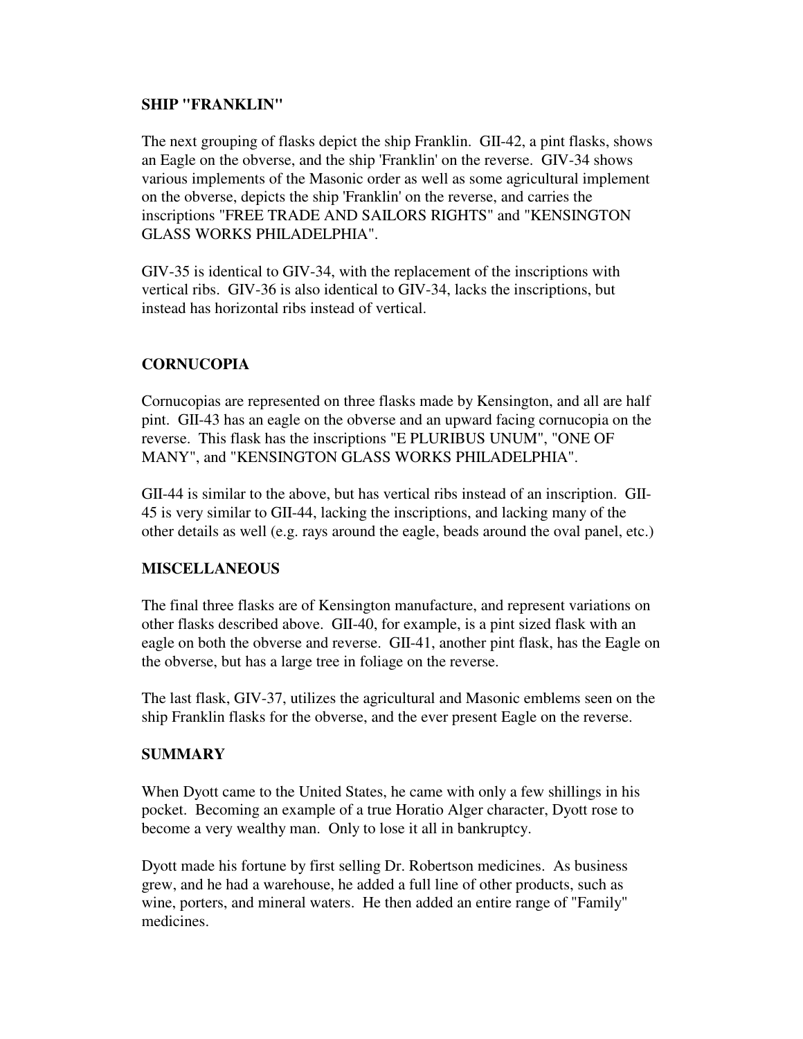## SHIP "FRANKLIN"

The next grouping of flasks depict the ship Franklin. GII-42, a pint flasks, shows an Eagle on the obverse, and the ship 'Franklin' on the reverse. GIV-34 shows various implements of the Masonic order as well as some agricultural implement on the obverse, depicts the ship 'Franklin' on the reverse, and carries the inscriptions "FREE TRADE AND SAILORS RIGHTS" and "KENSINGTON GLASS WORKS PHILADELPHIA".

GIV-35 is identical to GIV-34, with the replacement of the inscriptions with vertical ribs. GIV-36 is also identical to GIV-34, lacks the inscriptions, but instead has horizontal ribs instead of vertical.

## CORNUCOPIA

Cornucopias are represented on three flasks made by Kensington, and all are half pint. GII-43 has an eagle on the obverse and an upward facing cornucopia on the reverse. This flask has the inscriptions "E PLURIBUS UNUM", "ONE OF MANY", and "KENSINGTON GLASS WORKS PHILADELPHIA".

GII-44 is similar to the above, but has vertical ribs instead of an inscription. GII-45 is very similar to GII-44, lacking the inscriptions, and lacking many of the other details as well (e.g. rays around the eagle, beads around the oval panel, etc.)

## MISCELLANEOUS

The final three flasks are of Kensington manufacture, and represent variations on other flasks described above. GII-40, for example, is a pint sized flask with an eagle on both the obverse and reverse. GII-41, another pint flask, has the Eagle on the obverse, but has a large tree in foliage on the reverse.

The last flask, GIV-37, utilizes the agricultural and Masonic emblems seen on the ship Franklin flasks for the obverse, and the ever present Eagle on the reverse.

## SUMMARY

When Dyott came to the United States, he came with only a few shillings in his pocket. Becoming an example of a true Horatio Alger character, Dyott rose to become a very wealthy man. Only to lose it all in bankruptcy.

Dyott made his fortune by first selling Dr. Robertson medicines. As business grew, and he had a warehouse, he added a full line of other products, such as wine, porters, and mineral waters. He then added an entire range of "Family" medicines.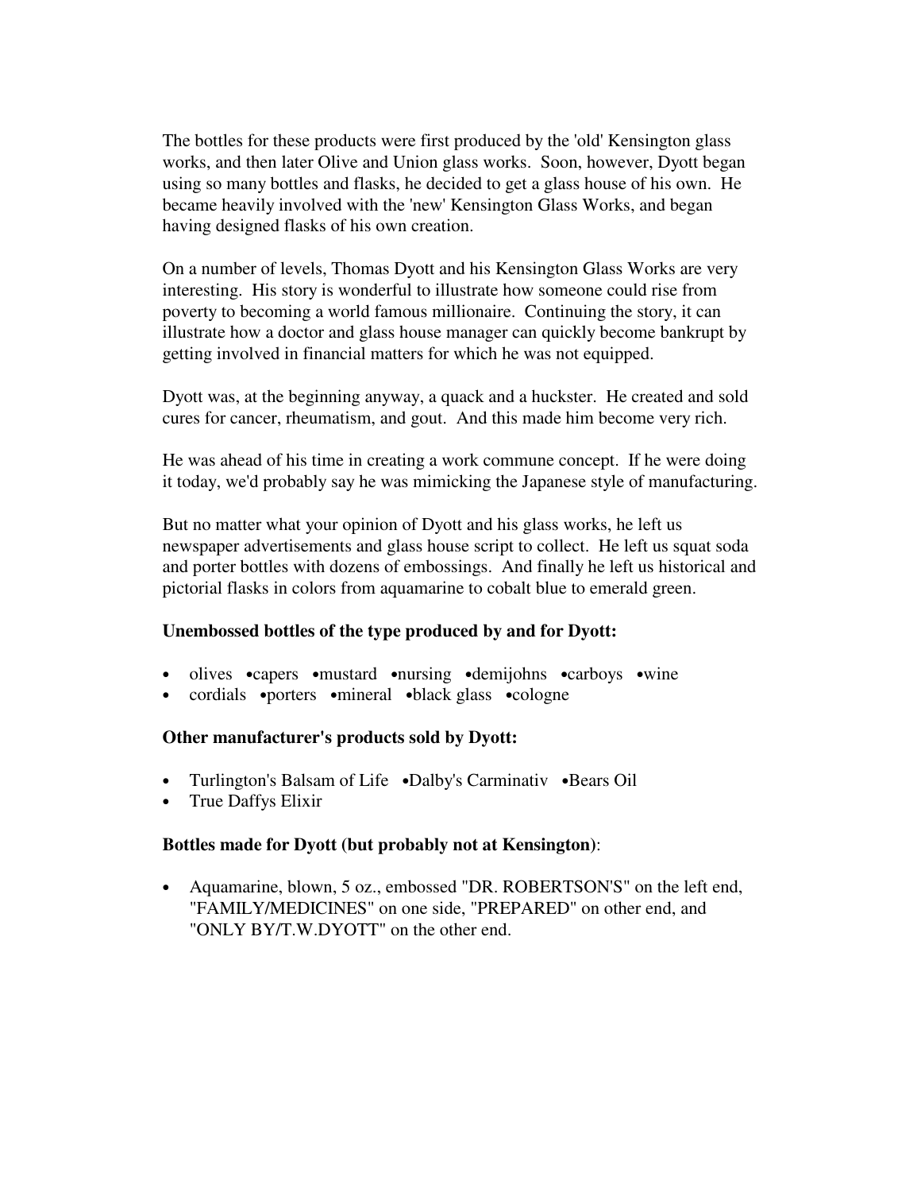The bottles for these products were first produced by the 'old' Kensington glass works, and then later Olive and Union glass works. Soon, however, Dyott began using so many bottles and flasks, he decided to get a glass house of his own. He became heavily involved with the 'new' Kensington Glass Works, and began having designed flasks of his own creation.

On a number of levels, Thomas Dyott and his Kensington Glass Works are very interesting. His story is wonderful to illustrate how someone could rise from poverty to becoming a world famous millionaire. Continuing the story, it can illustrate how a doctor and glass house manager can quickly become bankrupt by getting involved in financial matters for which he was not equipped.

Dyott was, at the beginning anyway, a quack and a huckster. He created and sold cures for cancer, rheumatism, and gout. And this made him become very rich.

He was ahead of his time in creating a work commune concept. If he were doing it today, we'd probably say he was mimicking the Japanese style of manufacturing.

But no matter what your opinion of Dyott and his glass works, he left us newspaper advertisements and glass house script to collect. He left us squat soda and porter bottles with dozens of embossings. And finally he left us historical and pictorial flasks in colors from aquamarine to cobalt blue to emerald green.

**Unembossed bottles of the type produced by and for Dyott:**

- olives •capers •mustard •nursing •demijohns •carboys •wine
- cordials •porters •mineral •black glass •cologne

**Other manufacturer's products sold by Dyott:**

- Turlington's Balsam of Life •Dalby's Carminativ •Bears Oil
- True Daffys Elixir

**Bottles made for Dyott (but probably not at Kensington)**:

- Aquamarine, blown, 5 oz., embossed "DR. ROBERTSON'S" on the left end, "FAMILY/MEDICINES" on one side, "PREPARED" on other end, and "ONLY BY/T.W.DYOTT" on the other end.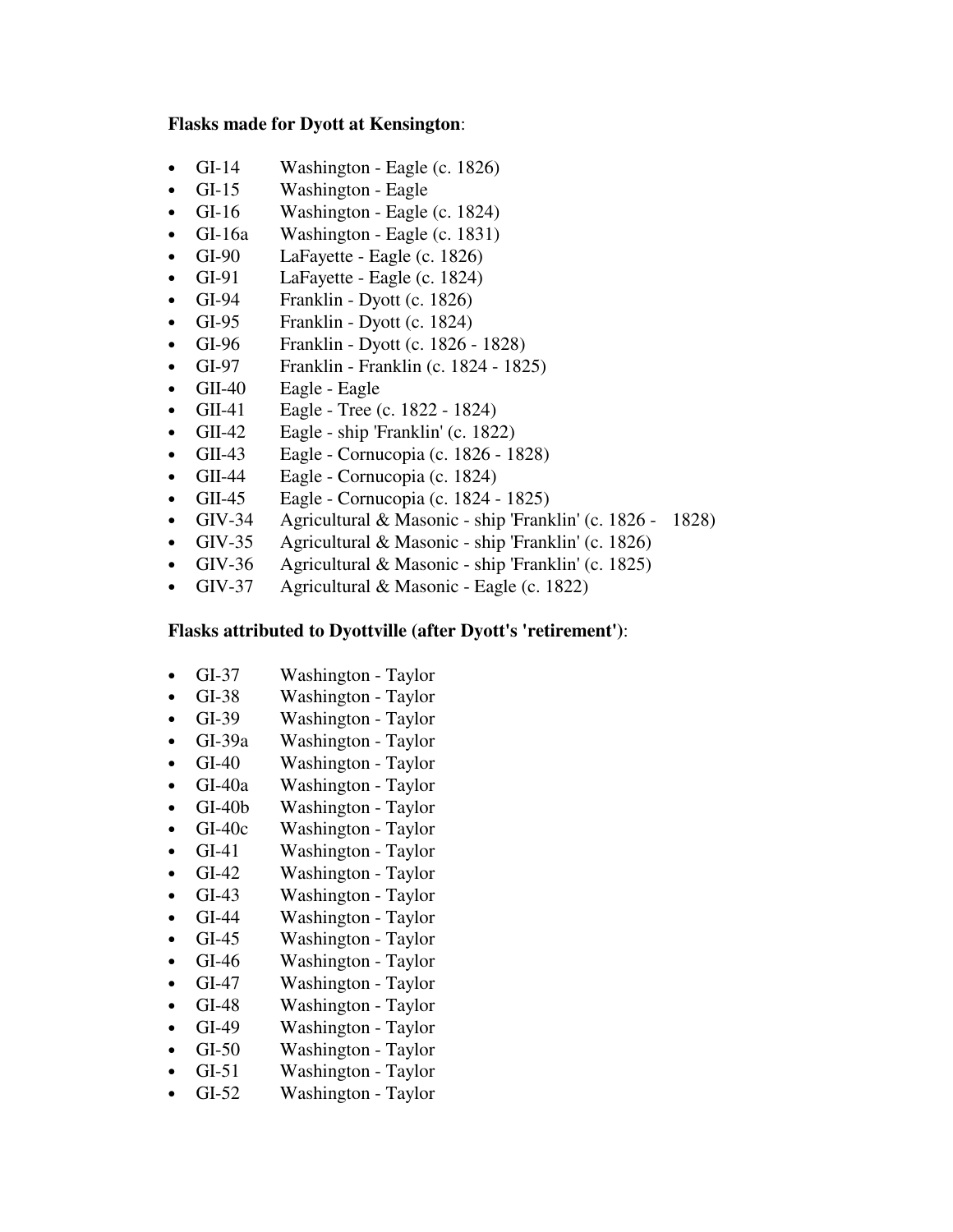**Flasks made for Dyott at Kensington**:

- GI-14 Washington - Eagle (c. 1826)
- GI-15 Washington - Eagle
- GI-16 Washington - Eagle (c. 1824)
- GI-16a Washington - Eagle (c. 1831)
- GI-90 LaFayette - Eagle (c. 1826)
- GI-91 LaFayette - Eagle (c. 1824)
- GI-94 Franklin - Dyott (c. 1826)
- GI-95 Franklin - Dyott (c. 1824)
- GI-96 Franklin - Dyott (c. 1826 - 1828)
- GI-97 Franklin - Franklin (c. 1824 - 1825)
- GII-40 Eagle - Eagle
- GII-41 Eagle - Tree (c. 1822 - 1824)
- GII-42 Eagle - ship 'Franklin' (c. 1822)
- GII-43 Eagle - Cornucopia (c. 1826 - 1828)
- GII-44 Eagle - Cornucopia (c. 1824)
- GII-45 Eagle - Cornucopia (c. 1824 - 1825)
- GIV-34 Agricultural & Masonic - ship 'Franklin' (c. 1826 - 1828)
- GIV-35 Agricultural & Masonic - ship 'Franklin' (c. 1826)
- GIV-36 Agricultural & Masonic - ship 'Franklin' (c. 1825)
- GIV-37 Agricultural & Masonic - Eagle (c. 1822)

**Flasks attributed to Dyottville (after Dyott's 'retirement')**:

- GI-37 Washington - Taylor
- GI-38 Washington - Taylor
- GI-39 Washington - Taylor
- GI-39a Washington - Taylor
- GI-40 Washington - Taylor
- GI-40a Washington - Taylor
- GI-40b Washington - Taylor
- GI-40c Washington - Taylor
- GI-41 Washington - Taylor
- GI-42 Washington - Taylor
- GI-43 Washington - Taylor
- GI-44 Washington - Taylor
- GI-45 Washington - Taylor
- GI-46 Washington - Taylor
- GI-47 Washington - Taylor
- GI-48 Washington - Taylor
- GI-49 Washington - Taylor
- GI-50 Washington - Taylor
- GI-51 Washington - Taylor
- GI-52 Washington - Taylor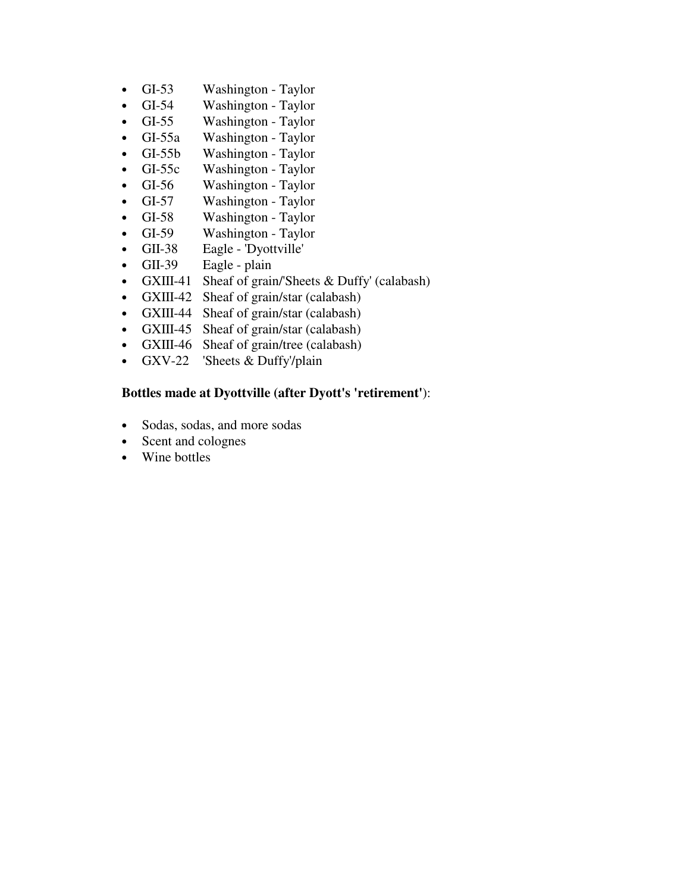- GI-53 Washington - Taylor
- GI-54 Washington - Taylor
- GI-55 Washington - Taylor
- GI-55a Washington - Taylor
- GI-55b Washington - Taylor
- GI-55c Washington - Taylor
- GI-56 Washington - Taylor
- GI-57 Washington - Taylor
- GI-58 Washington - Taylor
- GI-59 Washington - Taylor
- GII-38 Eagle - 'Dyottville'
- GII-39 Eagle - plain
- GXIII-41 Sheaf of grain/'Sheets & Duffy' (calabash)
- GXIII-42 Sheaf of grain/star (calabash)
- GXIII-44 Sheaf of grain/star (calabash)
- GXIII-45 Sheaf of grain/star (calabash)
- GXIII-46 Sheaf of grain/tree (calabash)
- GXV-22 'Sheets & Duffy'/plain

**Bottles made at Dyottville (after Dyott's 'retirement')**:

- Sodas, sodas, and more sodas
- Scent and colognes
- Wine bottles